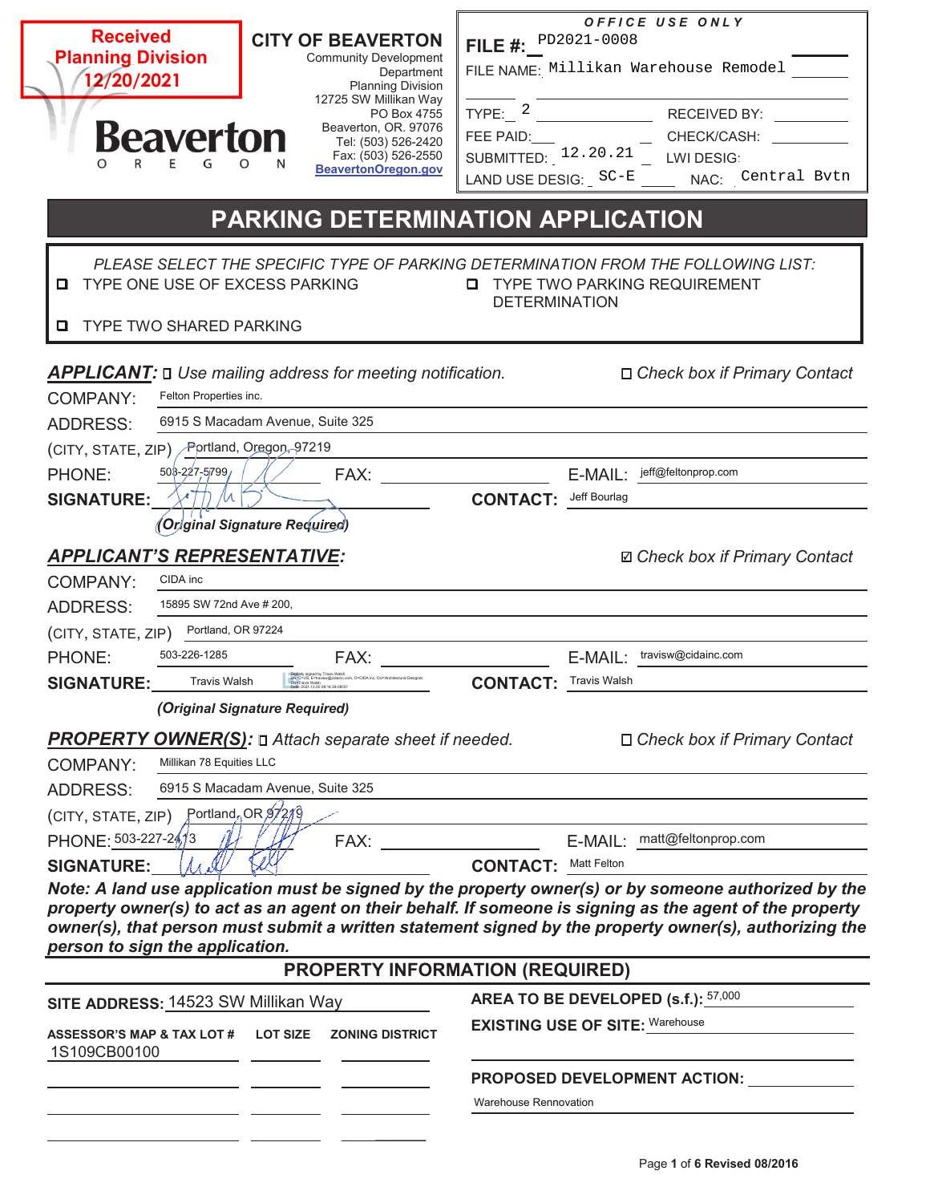**Received Planning Division 12/20/2021**

**CITY OF BEAVERTON**
Community Development Department
Planning Division
12725 SW Millikan Way
PO Box 4755
Beaverton, OR. 97076
Tel: (503) 526-2420
Fax: (503) 526-2550
BeavertonOregon.gov

Beaverton OREGON

| OFFICE USE ONLY | |
|---|---|
| FILE #: PD2021-0008 | |
| FILE NAME: Millikan Warehouse Remodel | |
| TYPE: 2 | RECEIVED BY: |
| FEE PAID: | CHECK/CASH: |
| SUBMITTED: 12.20.21 | LWI DESIG: |
| LAND USE DESIG: SC-E | NAC: Central Bvtn |

# PARKING DETERMINATION APPLICATION

*PLEASE SELECT THE SPECIFIC TYPE OF PARKING DETERMINATION FROM THE FOLLOWING LIST:*

- ☐ TYPE ONE USE OF EXCESS PARKING
- ☐ TYPE TWO PARKING REQUIREMENT DETERMINATION
- ☐ TYPE TWO SHARED PARKING

## *APPLICANT:* ☐ *Use mailing address for meeting notification.* ☐ *Check box if Primary Contact*

COMPANY: Felton Properties inc.
ADDRESS: 6915 S Macadam Avenue, Suite 325
(CITY, STATE, ZIP) Portland, Oregon, 97219
PHONE: 503-227-5799 FAX: E-MAIL: jeff@feltonprop.com
**SIGNATURE:** [signature] **CONTACT:** Jeff Bourlag
*(Original Signature Required)*

## *APPLICANT'S REPRESENTATIVE:* ☑ *Check box if Primary Contact*

COMPANY: CIDA inc
ADDRESS: 15895 SW 72nd Ave # 200,
(CITY, STATE, ZIP) Portland, OR 97224
PHONE: 503-226-1285 FAX: E-MAIL: travisw@cidainc.com
**SIGNATURE:** Travis Walsh [digital signature] **CONTACT:** Travis Walsh
*(Original Signature Required)*

## *PROPERTY OWNER(S):* ☐ *Attach separate sheet if needed.* ☐ *Check box if Primary Contact*

COMPANY: Millikan 78 Equities LLC
ADDRESS: 6915 S Macadam Avenue, Suite 325
(CITY, STATE, ZIP) Portland, OR 97219
PHONE: 503-227-2413 FAX: E-MAIL: matt@feltonprop.com
**SIGNATURE:** [signature] **CONTACT:** Matt Felton

***Note: A land use application must be signed by the property owner(s) or by someone authorized by the property owner(s) to act as an agent on their behalf. If someone is signing as the agent of the property owner(s), that person must submit a written statement signed by the property owner(s), authorizing the person to sign the application.***

## PROPERTY INFORMATION (REQUIRED)

**SITE ADDRESS:** 14523 SW Millikan Way

| ASSESSOR'S MAP & TAX LOT # | LOT SIZE | ZONING DISTRICT |
|---|---|---|
| 1S109CB00100 | | |

**AREA TO BE DEVELOPED (s.f.):** 57,000
**EXISTING USE OF SITE:** Warehouse
**PROPOSED DEVELOPMENT ACTION:** Warehouse Rennovation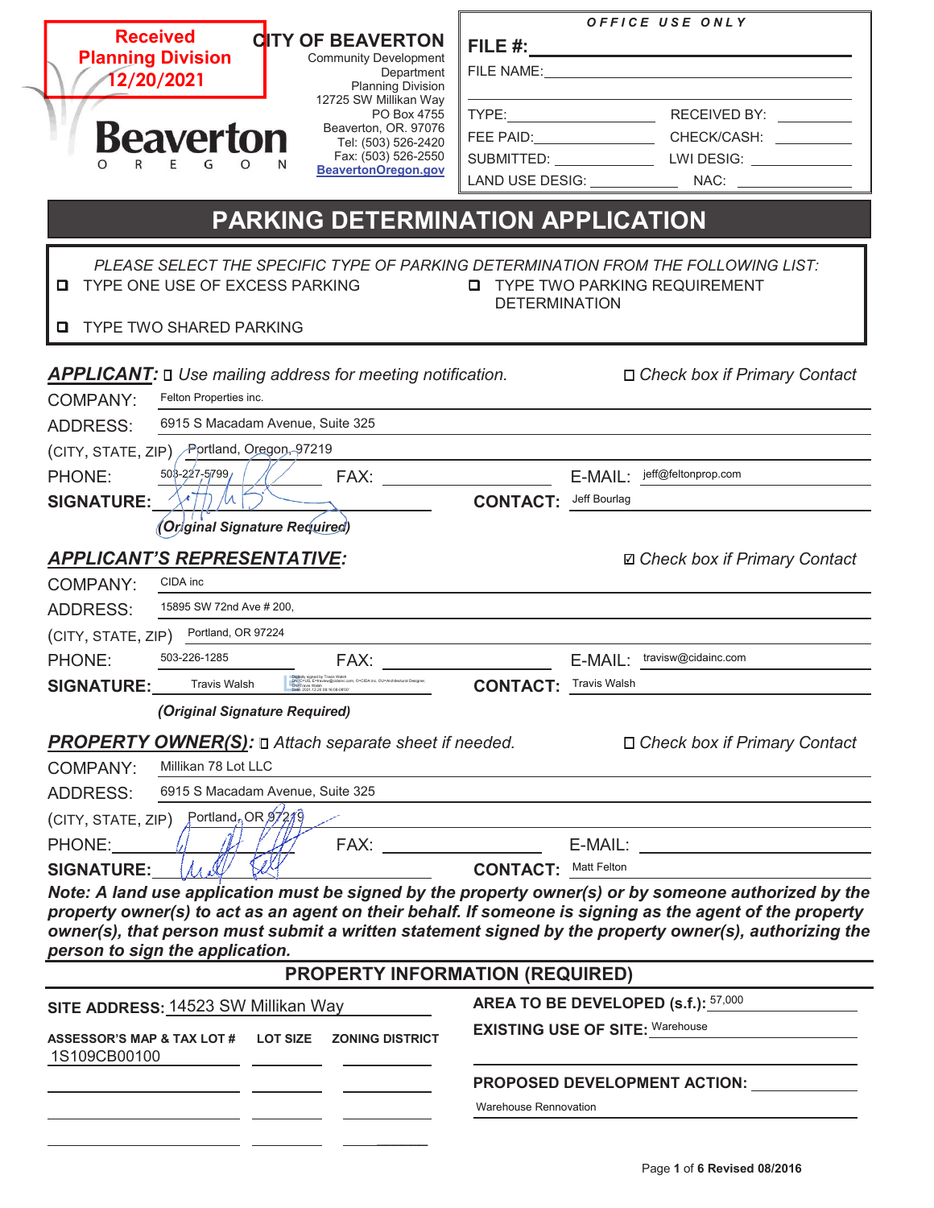Received
Planning Division
12/20/2021

CITY OF BEAVERTON
Community Development Department
Planning Division
12725 SW Millikan Way
PO Box 4755
Beaverton, OR. 97076
Tel: (503) 526-2420
Fax: (503) 526-2550
BeavertonOregon.gov

**OFFICE USE ONLY**

FILE #: 

FILE NAME: 

TYPE: RECEIVED BY: 

FEE PAID: CHECK/CASH: 

SUBMITTED: LWI DESIG: 

LAND USE DESIG: NAC: 

# PARKING DETERMINATION APPLICATION

*PLEASE SELECT THE SPECIFIC TYPE OF PARKING DETERMINATION FROM THE FOLLOWING LIST:*

- ☐ TYPE ONE USE OF EXCESS PARKING
- ☐ TYPE TWO PARKING REQUIREMENT DETERMINATION
- ☐ TYPE TWO SHARED PARKING

***APPLICANT:*** ☐ *Use mailing address for meeting notification.* ☐ *Check box if Primary Contact*

COMPANY: Felton Properties inc.

ADDRESS: 6915 S Macadam Avenue, Suite 325

(CITY, STATE, ZIP) Portland, Oregon, 97219

PHONE: 503-227-5799 FAX: E-MAIL: jeff@feltonprop.com

**SIGNATURE:** [signature] **CONTACT:** Jeff Bourlag

*(Original Signature Required)*

***APPLICANT'S REPRESENTATIVE:*** ☑ *Check box if Primary Contact*

COMPANY: CIDA inc

ADDRESS: 15895 SW 72nd Ave # 200,

(CITY, STATE, ZIP) Portland, OR 97224

PHONE: 503-226-1285 FAX: E-MAIL: travisw@cidainc.com

**SIGNATURE:** Travis Walsh [digital signature] **CONTACT:** Travis Walsh

*(Original Signature Required)*

***PROPERTY OWNER(S):*** ☐ *Attach separate sheet if needed.* ☐ *Check box if Primary Contact*

COMPANY: Millikan 78 Lot LLC

ADDRESS: 6915 S Macadam Avenue, Suite 325

(CITY, STATE, ZIP) Portland, OR 97219

PHONE: FAX: E-MAIL: 

**SIGNATURE:** [signature] **CONTACT:** Matt Felton

***Note: A land use application must be signed by the property owner(s) or by someone authorized by the property owner(s) to act as an agent on their behalf. If someone is signing as the agent of the property owner(s), that person must submit a written statement signed by the property owner(s), authorizing the person to sign the application.***

## PROPERTY INFORMATION (REQUIRED)

**SITE ADDRESS:** 14523 SW Millikan Way

| ASSESSOR'S MAP & TAX LOT # | LOT SIZE | ZONING DISTRICT |
|---|---|---|
| 1S109CB00100 | | |
| | | |
| | | |
| | | |

**AREA TO BE DEVELOPED (s.f.):** 57,000

**EXISTING USE OF SITE:** Warehouse

**PROPOSED DEVELOPMENT ACTION:** Warehouse Rennovation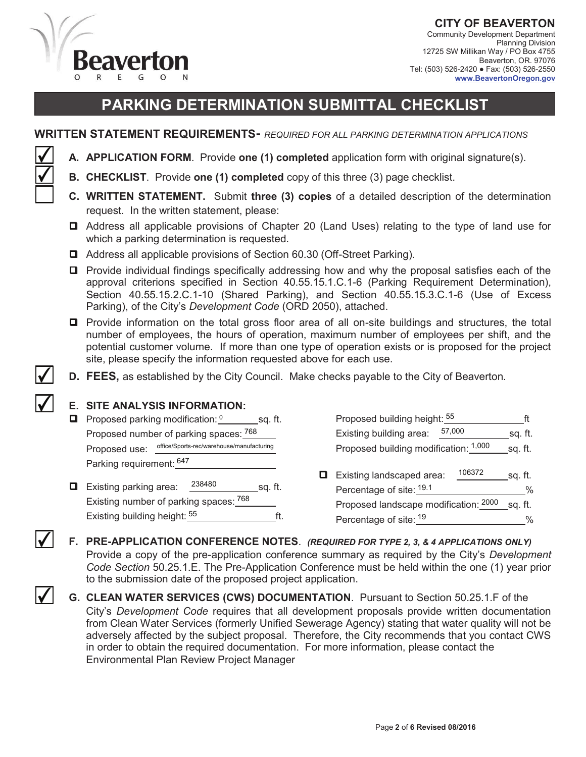**CITY OF BEAVERTON**
Community Development Department
Planning Division
12725 SW Millikan Way / PO Box 4755
Beaverton, OR. 97076
Tel: (503) 526-2420 ● Fax: (503) 526-2550
www.BeavertonOregon.gov

# PARKING DETERMINATION SUBMITTAL CHECKLIST

## WRITTEN STATEMENT REQUIREMENTS- *REQUIRED FOR ALL PARKING DETERMINATION APPLICATIONS*

☑ **A. APPLICATION FORM**. Provide **one (1) completed** application form with original signature(s).

☑ **B. CHECKLIST**. Provide **one (1) completed** copy of this three (3) page checklist.

☐ **C. WRITTEN STATEMENT.** Submit **three (3) copies** of a detailed description of the determination request. In the written statement, please:

- ☐ Address all applicable provisions of Chapter 20 (Land Uses) relating to the type of land use for which a parking determination is requested.
- ☐ Address all applicable provisions of Section 60.30 (Off-Street Parking).
- ☐ Provide individual findings specifically addressing how and why the proposal satisfies each of the approval criterions specified in Section 40.55.15.1.C.1-6 (Parking Requirement Determination), Section 40.55.15.2.C.1-10 (Shared Parking), and Section 40.55.15.3.C.1-6 (Use of Excess Parking), of the City's *Development Code* (ORD 2050), attached.
- ☐ Provide information on the total gross floor area of all on-site buildings and structures, the total number of employees, the hours of operation, maximum number of employees per shift, and the potential customer volume. If more than one type of operation exists or is proposed for the project site, please specify the information requested above for each use.

☑ **D. FEES,** as established by the City Council. Make checks payable to the City of Beaverton.

☑ **E. SITE ANALYSIS INFORMATION:**

- ☐ Proposed parking modification: 0 sq. ft.
  Proposed number of parking spaces: 768
  Proposed use: office/Sports-rec/warehouse/manufacturing
  Parking requirement: 647
- ☐ Existing parking area: 238480 sq. ft.
  Existing number of parking spaces: 768
  Existing building height: 55 ft.

  Proposed building height: 55 ft
  Existing building area: 57,000 sq. ft.
  Proposed building modification: 1,000 sq. ft.
- ☐ Existing landscaped area: 106372 sq. ft.
  Percentage of site: 19.1 %
  Proposed landscape modification: 2000 sq. ft.
  Percentage of site: 19 %

☑ **F. PRE-APPLICATION CONFERENCE NOTES**. ***(REQUIRED FOR TYPE 2, 3, & 4 APPLICATIONS ONLY)*** Provide a copy of the pre-application conference summary as required by the City's *Development Code Section* 50.25.1.E. The Pre-Application Conference must be held within the one (1) year prior to the submission date of the proposed project application.

☑ **G. CLEAN WATER SERVICES (CWS) DOCUMENTATION**. Pursuant to Section 50.25.1.F of the City's *Development Code* requires that all development proposals provide written documentation from Clean Water Services (formerly Unified Sewerage Agency) stating that water quality will not be adversely affected by the subject proposal. Therefore, the City recommends that you contact CWS in order to obtain the required documentation. For more information, please contact the Environmental Plan Review Project Manager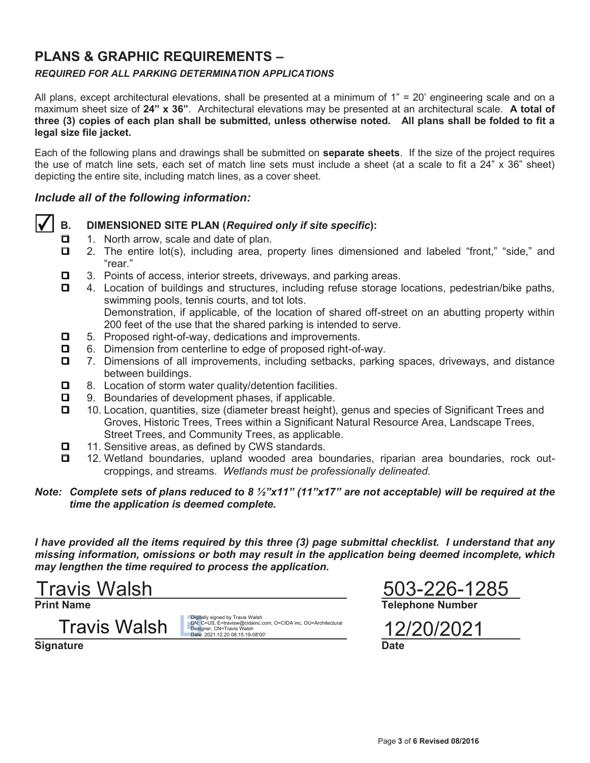## PLANS & GRAPHIC REQUIREMENTS –

***REQUIRED FOR ALL PARKING DETERMINATION APPLICATIONS***

All plans, except architectural elevations, shall be presented at a minimum of 1" = 20' engineering scale and on a maximum sheet size of **24" x 36"**. Architectural elevations may be presented at an architectural scale. **A total of three (3) copies of each plan shall be submitted, unless otherwise noted. All plans shall be folded to fit a legal size file jacket.**

Each of the following plans and drawings shall be submitted on **separate sheets**. If the size of the project requires the use of match line sets, each set of match line sets must include a sheet (at a scale to fit a 24" x 36" sheet) depicting the entire site, including match lines, as a cover sheet.

### *Include all of the following information:*

☑ **B. DIMENSIONED SITE PLAN (*Required only if site specific*):**

- ☐ 1. North arrow, scale and date of plan.
- ☐ 2. The entire lot(s), including area, property lines dimensioned and labeled "front," "side," and "rear."
- ☐ 3. Points of access, interior streets, driveways, and parking areas.
- ☐ 4. Location of buildings and structures, including refuse storage locations, pedestrian/bike paths, swimming pools, tennis courts, and tot lots.
  Demonstration, if applicable, of the location of shared off-street on an abutting property within 200 feet of the use that the shared parking is intended to serve.
- ☐ 5. Proposed right-of-way, dedications and improvements.
- ☐ 6. Dimension from centerline to edge of proposed right-of-way.
- ☐ 7. Dimensions of all improvements, including setbacks, parking spaces, driveways, and distance between buildings.
- ☐ 8. Location of storm water quality/detention facilities.
- ☐ 9. Boundaries of development phases, if applicable.
- ☐ 10. Location, quantities, size (diameter breast height), genus and species of Significant Trees and Groves, Historic Trees, Trees within a Significant Natural Resource Area, Landscape Trees, Street Trees, and Community Trees, as applicable.
- ☐ 11. Sensitive areas, as defined by CWS standards.
- ☐ 12. Wetland boundaries, upland wooded area boundaries, riparian area boundaries, rock outcroppings, and streams. *Wetlands must be professionally delineated.*

***Note: Complete sets of plans reduced to 8 ½"x11" (11"x17" are not acceptable) will be required at the time the application is deemed complete.***

***I have provided all the items required by this three (3) page submittal checklist. I understand that any missing information, omissions or both may result in the application being deemed incomplete, which may lengthen the time required to process the application.***

Travis Walsh
**Print Name**

503-226-1285
**Telephone Number**

Travis Walsh — Digitally signed by Travis Walsh DN: C=US, E=travisw@cidainc.com, O=CIDA inc, OU=Architectural Designer, CN=Travis Walsh Date: 2021.12.20 08:15:19-08'00'
**Signature**

12/20/2021
**Date**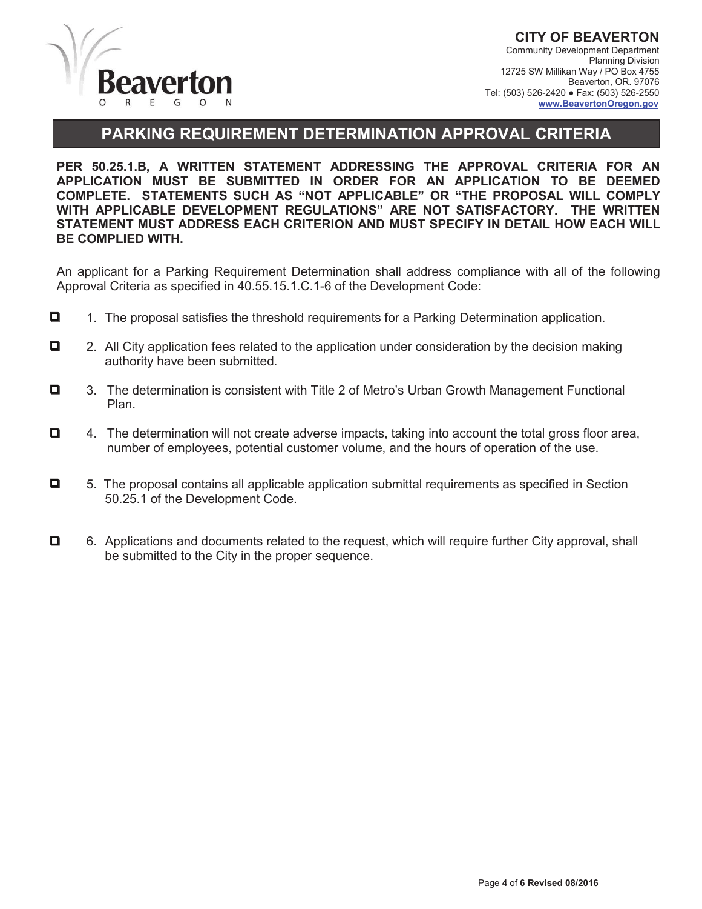**CITY OF BEAVERTON**
Community Development Department
Planning Division
12725 SW Millikan Way / PO Box 4755
Beaverton, OR. 97076
Tel: (503) 526-2420 ● Fax: (503) 526-2550
www.BeavertonOregon.gov

# PARKING REQUIREMENT DETERMINATION APPROVAL CRITERIA

**PER 50.25.1.B, A WRITTEN STATEMENT ADDRESSING THE APPROVAL CRITERIA FOR AN APPLICATION MUST BE SUBMITTED IN ORDER FOR AN APPLICATION TO BE DEEMED COMPLETE. STATEMENTS SUCH AS "NOT APPLICABLE" OR "THE PROPOSAL WILL COMPLY WITH APPLICABLE DEVELOPMENT REGULATIONS" ARE NOT SATISFACTORY. THE WRITTEN STATEMENT MUST ADDRESS EACH CRITERION AND MUST SPECIFY IN DETAIL HOW EACH WILL BE COMPLIED WITH.**

An applicant for a Parking Requirement Determination shall address compliance with all of the following Approval Criteria as specified in 40.55.15.1.C.1-6 of the Development Code:

- ☐ 1. The proposal satisfies the threshold requirements for a Parking Determination application.
- ☐ 2. All City application fees related to the application under consideration by the decision making authority have been submitted.
- ☐ 3. The determination is consistent with Title 2 of Metro's Urban Growth Management Functional Plan.
- ☐ 4. The determination will not create adverse impacts, taking into account the total gross floor area, number of employees, potential customer volume, and the hours of operation of the use.
- ☐ 5. The proposal contains all applicable application submittal requirements as specified in Section 50.25.1 of the Development Code.
- ☐ 6. Applications and documents related to the request, which will require further City approval, shall be submitted to the City in the proper sequence.

**Revised 08/2016**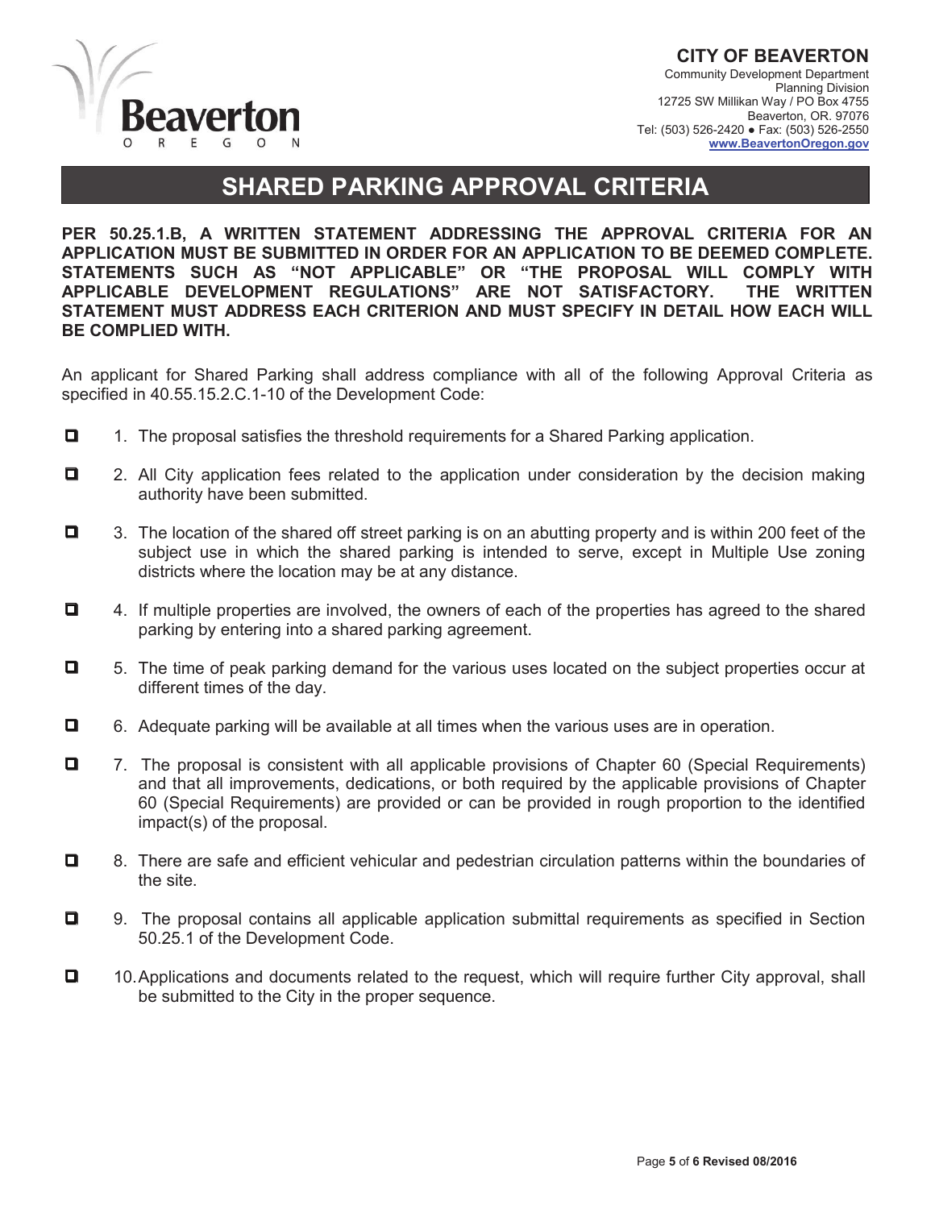**CITY OF BEAVERTON**
Community Development Department
Planning Division
12725 SW Millikan Way / PO Box 4755
Beaverton, OR. 97076
Tel: (503) 526-2420 ● Fax: (503) 526-2550
www.BeavertonOregon.gov

# SHARED PARKING APPROVAL CRITERIA

**PER 50.25.1.B, A WRITTEN STATEMENT ADDRESSING THE APPROVAL CRITERIA FOR AN APPLICATION MUST BE SUBMITTED IN ORDER FOR AN APPLICATION TO BE DEEMED COMPLETE. STATEMENTS SUCH AS "NOT APPLICABLE" OR "THE PROPOSAL WILL COMPLY WITH APPLICABLE DEVELOPMENT REGULATIONS" ARE NOT SATISFACTORY. THE WRITTEN STATEMENT MUST ADDRESS EACH CRITERION AND MUST SPECIFY IN DETAIL HOW EACH WILL BE COMPLIED WITH.**

An applicant for Shared Parking shall address compliance with all of the following Approval Criteria as specified in 40.55.15.2.C.1-10 of the Development Code:

- ☐ 1. The proposal satisfies the threshold requirements for a Shared Parking application.
- ☐ 2. All City application fees related to the application under consideration by the decision making authority have been submitted.
- ☐ 3. The location of the shared off street parking is on an abutting property and is within 200 feet of the subject use in which the shared parking is intended to serve, except in Multiple Use zoning districts where the location may be at any distance.
- ☐ 4. If multiple properties are involved, the owners of each of the properties has agreed to the shared parking by entering into a shared parking agreement.
- ☐ 5. The time of peak parking demand for the various uses located on the subject properties occur at different times of the day.
- ☐ 6. Adequate parking will be available at all times when the various uses are in operation.
- ☐ 7. The proposal is consistent with all applicable provisions of Chapter 60 (Special Requirements) and that all improvements, dedications, or both required by the applicable provisions of Chapter 60 (Special Requirements) are provided or can be provided in rough proportion to the identified impact(s) of the proposal.
- ☐ 8. There are safe and efficient vehicular and pedestrian circulation patterns within the boundaries of the site.
- ☐ 9. The proposal contains all applicable application submittal requirements as specified in Section 50.25.1 of the Development Code.
- ☐ 10. Applications and documents related to the request, which will require further City approval, shall be submitted to the City in the proper sequence.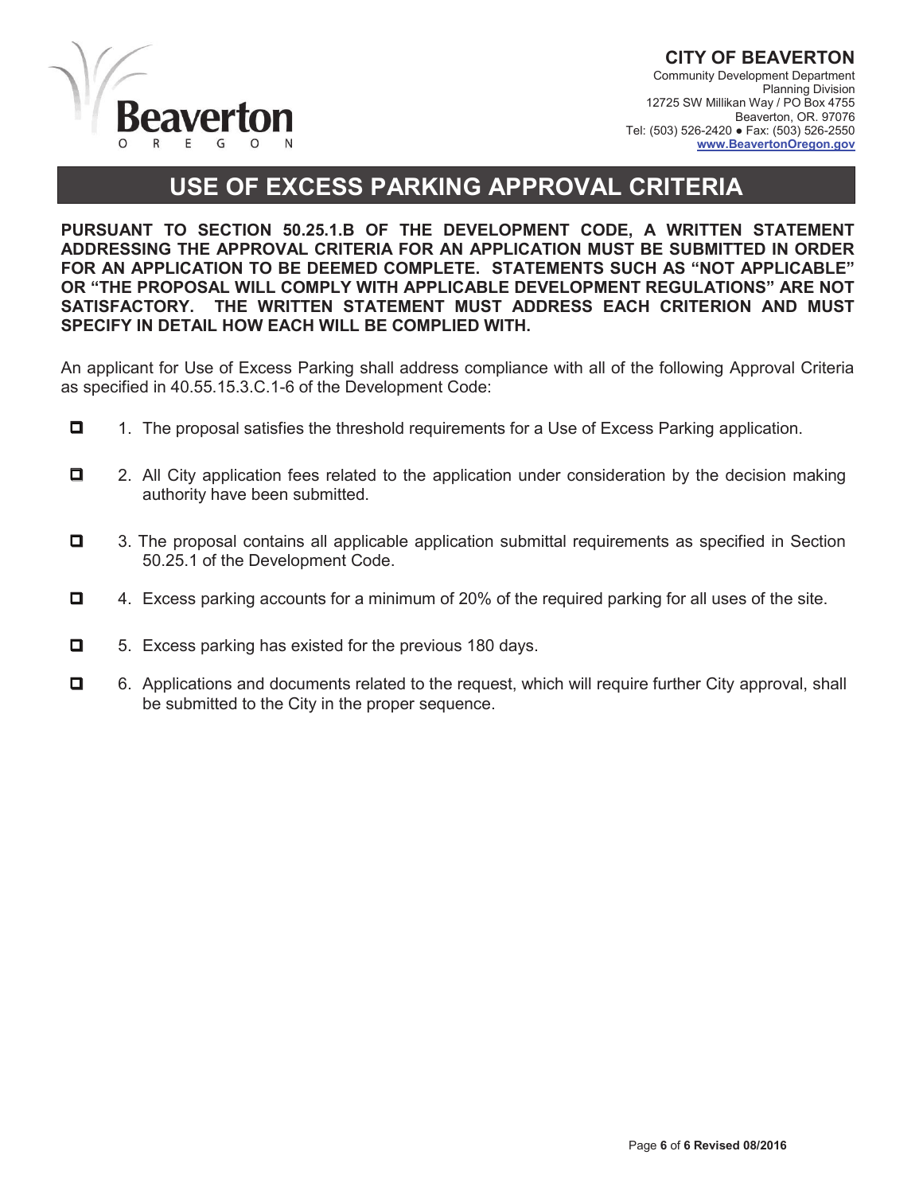**CITY OF BEAVERTON**
Community Development Department
Planning Division
12725 SW Millikan Way / PO Box 4755
Beaverton, OR. 97076
Tel: (503) 526-2420 ● Fax: (503) 526-2550
www.BeavertonOregon.gov

# USE OF EXCESS PARKING APPROVAL CRITERIA

**PURSUANT TO SECTION 50.25.1.B OF THE DEVELOPMENT CODE, A WRITTEN STATEMENT ADDRESSING THE APPROVAL CRITERIA FOR AN APPLICATION MUST BE SUBMITTED IN ORDER FOR AN APPLICATION TO BE DEEMED COMPLETE. STATEMENTS SUCH AS "NOT APPLICABLE" OR "THE PROPOSAL WILL COMPLY WITH APPLICABLE DEVELOPMENT REGULATIONS" ARE NOT SATISFACTORY. THE WRITTEN STATEMENT MUST ADDRESS EACH CRITERION AND MUST SPECIFY IN DETAIL HOW EACH WILL BE COMPLIED WITH.**

An applicant for Use of Excess Parking shall address compliance with all of the following Approval Criteria as specified in 40.55.15.3.C.1-6 of the Development Code:

- ☐ 1. The proposal satisfies the threshold requirements for a Use of Excess Parking application.
- ☐ 2. All City application fees related to the application under consideration by the decision making authority have been submitted.
- ☐ 3. The proposal contains all applicable application submittal requirements as specified in Section 50.25.1 of the Development Code.
- ☐ 4. Excess parking accounts for a minimum of 20% of the required parking for all uses of the site.
- ☐ 5. Excess parking has existed for the previous 180 days.
- ☐ 6. Applications and documents related to the request, which will require further City approval, shall be submitted to the City in the proper sequence.